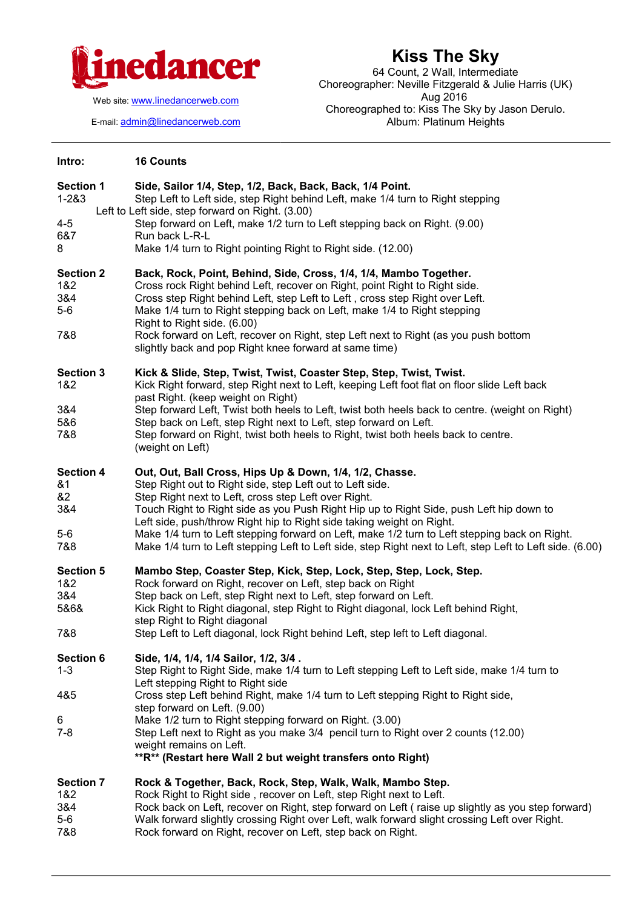**linedancer**

Web site: www.linedancerweb.com

E-mail: admin@linedancerweb.com

# Kiss The Sky

64 Count, 2 Wall, Intermediate
Choreographer: Neville Fitzgerald & Julie Harris (UK)
Aug 2016
Choreographed to: Kiss The Sky by Jason Derulo.
Album: Platinum Heights

---

| | |
|---|---|
| **Intro:** | **16 Counts** |
| **Section 1** | **Side, Sailor 1/4, Step, 1/2, Back, Back, Back, 1/4 Point.** |
| 1-2&3 | Step Left to Left side, step Right behind Left, make 1/4 turn to Right stepping Left to Left side, step forward on Right. (3.00) |
| 4-5 | Step forward on Left, make 1/2 turn to Left stepping back on Right. (9.00) |
| 6&7 | Run back L-R-L |
| 8 | Make 1/4 turn to Right pointing Right to Right side. (12.00) |
| **Section 2** | **Back, Rock, Point, Behind, Side, Cross, 1/4, 1/4, Mambo Together.** |
| 1&2 | Cross rock Right behind Left, recover on Right, point Right to Right side. |
| 3&4 | Cross step Right behind Left, step Left to Left , cross step Right over Left. |
| 5-6 | Make 1/4 turn to Right stepping back on Left, make 1/4 to Right stepping Right to Right side. (6.00) |
| 7&8 | Rock forward on Left, recover on Right, step Left next to Right (as you push bottom slightly back and pop Right knee forward at same time) |
| **Section 3** | **Kick & Slide, Step, Twist, Twist, Coaster Step, Step, Twist, Twist.** |
| 1&2 | Kick Right forward, step Right next to Left, keeping Left foot flat on floor slide Left back past Right. (keep weight on Right) |
| 3&4 | Step forward Left, Twist both heels to Left, twist both heels back to centre. (weight on Right) |
| 5&6 | Step back on Left, step Right next to Left, step forward on Left. |
| 7&8 | Step forward on Right, twist both heels to Right, twist both heels back to centre. (weight on Left) |
| **Section 4** | **Out, Out, Ball Cross, Hips Up & Down, 1/4, 1/2, Chasse.** |
| &1 | Step Right out to Right side, step Left out to Left side. |
| &2 | Step Right next to Left, cross step Left over Right. |
| 3&4 | Touch Right to Right side as you Push Right Hip up to Right Side, push Left hip down to Left side, push/throw Right hip to Right side taking weight on Right. |
| 5-6 | Make 1/4 turn to Left stepping forward on Left, make 1/2 turn to Left stepping back on Right. |
| 7&8 | Make 1/4 turn to Left stepping Left to Left side, step Right next to Left, step Left to Left side. (6.00) |
| **Section 5** | **Mambo Step, Coaster Step, Kick, Step, Lock, Step, Step, Lock, Step.** |
| 1&2 | Rock forward on Right, recover on Left, step back on Right |
| 3&4 | Step back on Left, step Right next to Left, step forward on Left. |
| 5&6& | Kick Right to Right diagonal, step Right to Right diagonal, lock Left behind Right, step Right to Right diagonal |
| 7&8 | Step Left to Left diagonal, lock Right behind Left, step left to Left diagonal. |
| **Section 6** | **Side, 1/4, 1/4, 1/4 Sailor, 1/2, 3/4 .** |
| 1-3 | Step Right to Right Side, make 1/4 turn to Left stepping Left to Left side, make 1/4 turn to Left stepping Right to Right side |
| 4&5 | Cross step Left behind Right, make 1/4 turn to Left stepping Right to Right side, step forward on Left. (9.00) |
| 6 | Make 1/2 turn to Right stepping forward on Right. (3.00) |
| 7-8 | Step Left next to Right as you make 3/4 pencil turn to Right over 2 counts (12.00) weight remains on Left. |
| | **\*\*R\*\* (Restart here Wall 2 but weight transfers onto Right)** |
| **Section 7** | **Rock & Together, Back, Rock, Step, Walk, Walk, Mambo Step.** |
| 1&2 | Rock Right to Right side , recover on Left, step Right next to Left. |
| 3&4 | Rock back on Left, recover on Right, step forward on Left ( raise up slightly as you step forward) |
| 5-6 | Walk forward slightly crossing Right over Left, walk forward slight crossing Left over Right. |
| 7&8 | Rock forward on Right, recover on Left, step back on Right. |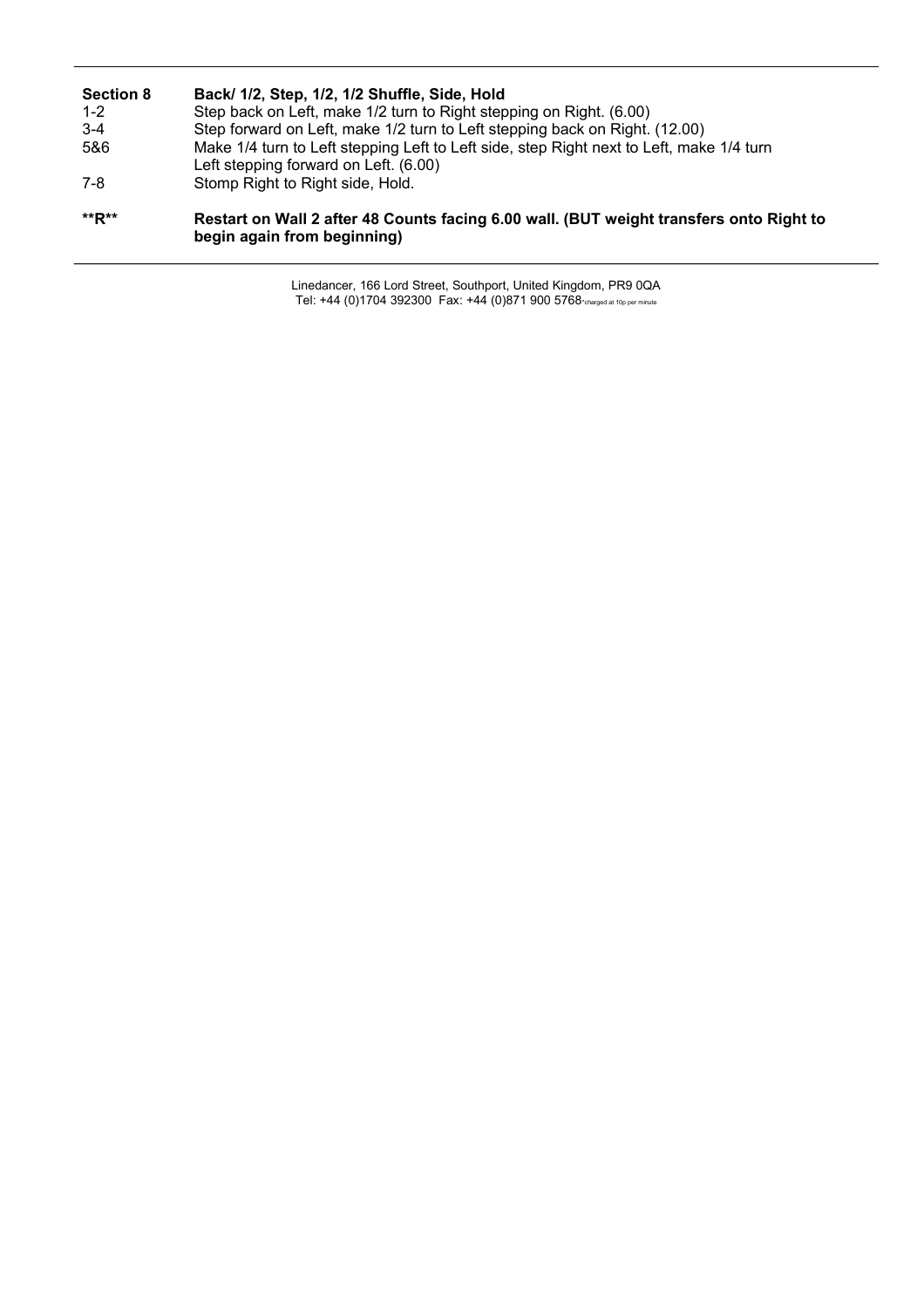**Section 8** **Back/ 1/2, Step, 1/2, 1/2 Shuffle, Side, Hold**

| | |
|---|---|
| 1-2 | Step back on Left, make 1/2 turn to Right stepping on Right. (6.00) |
| 3-4 | Step forward on Left, make 1/2 turn to Left stepping back on Right. (12.00) |
| 5&6 | Make 1/4 turn to Left stepping Left to Left side, step Right next to Left, make 1/4 turn Left stepping forward on Left. (6.00) |
| 7-8 | Stomp Right to Right side, Hold. |

**\*\*R\*\*** **Restart on Wall 2 after 48 Counts facing 6.00 wall. (BUT weight transfers onto Right to begin again from beginning)**

Linedancer, 166 Lord Street, Southport, United Kingdom, PR9 0QA
Tel: +44 (0)1704 392300 Fax: +44 (0)871 900 5768*charged at 10p per minute